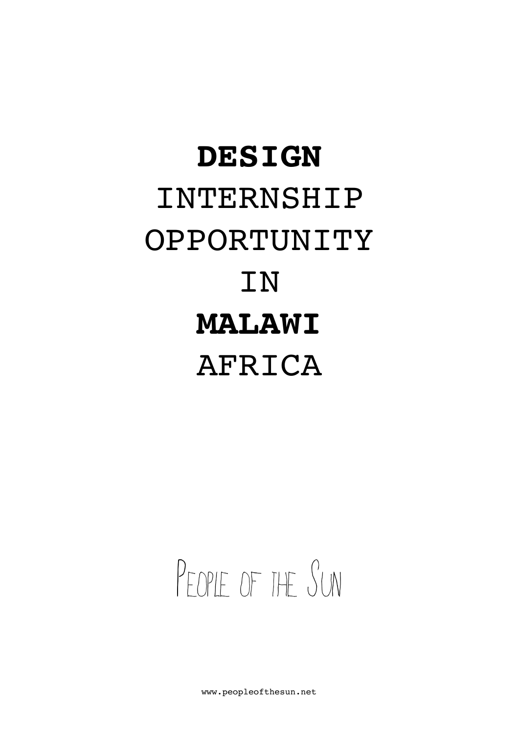# **DESIGN** INTERNSHIP OPPORTUNITY IN **MALAWI** AFRICA

People of the Sun

www.peopleofthesun.net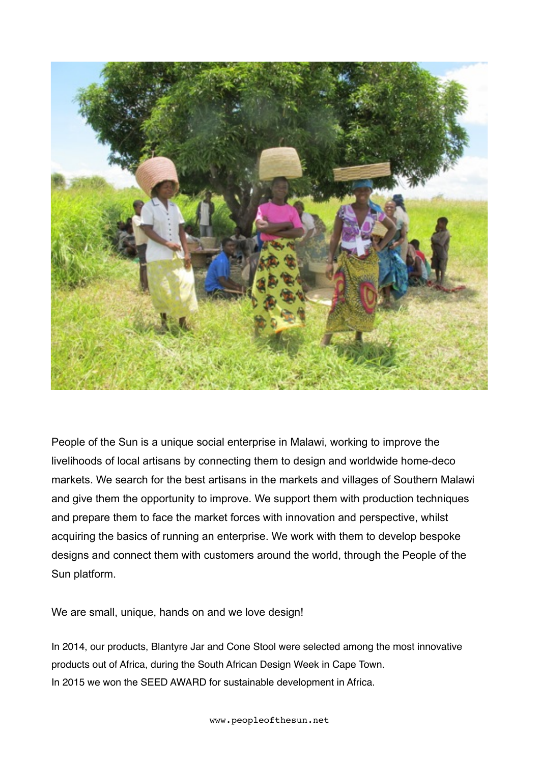People of the Sun is a unique social enterprise in Malawi, working to improve the livelihoods of local artisans by connecting them to design and worldwide home-deco markets. We search for the best artisans in the markets and villages of Southern Malawi and give them the opportunity to improve. We support them with production techniques and prepare them to face the market forces with innovation and perspective, whilst acquiring the basics of running an enterprise. We work with them to develop bespoke designs and connect them with customers around the world, through the People of the Sun platform.

We are small, unique, hands on and we love design!

In 2014, our products, Blantyre Jar and Cone Stool were selected among the most innovative products out of Africa, during the South African Design Week in Cape Town.
In 2015 we won the SEED AWARD for sustainable development in Africa.

www.peopleofthesun.net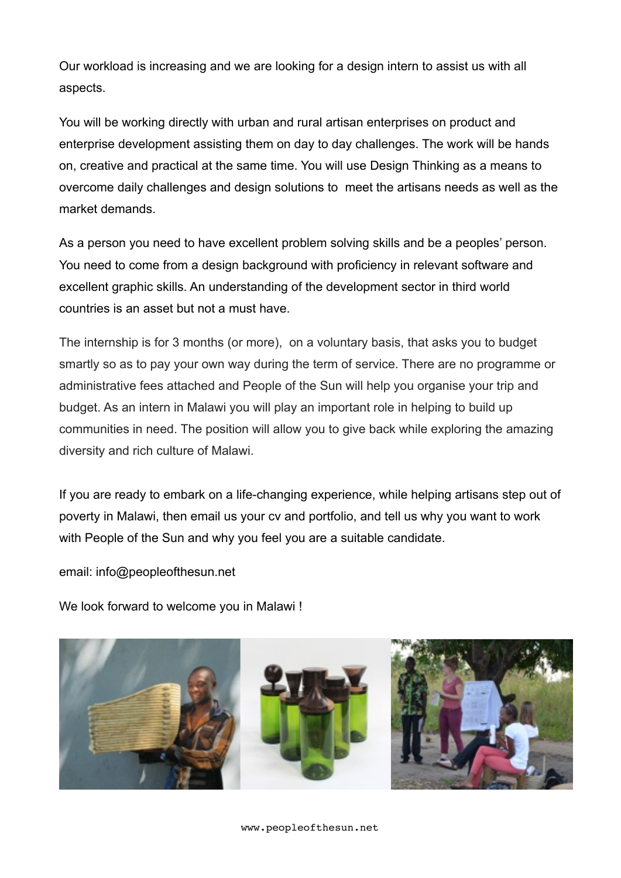Our workload is increasing and we are looking for a design intern to assist us with all aspects.

You will be working directly with urban and rural artisan enterprises on product and enterprise development assisting them on day to day challenges. The work will be hands on, creative and practical at the same time. You will use Design Thinking as a means to overcome daily challenges and design solutions to meet the artisans needs as well as the market demands.

As a person you need to have excellent problem solving skills and be a peoples' person. You need to come from a design background with proficiency in relevant software and excellent graphic skills. An understanding of the development sector in third world countries is an asset but not a must have.

The internship is for 3 months (or more), on a voluntary basis, that asks you to budget smartly so as to pay your own way during the term of service. There are no programme or administrative fees attached and People of the Sun will help you organise your trip and budget. As an intern in Malawi you will play an important role in helping to build up communities in need. The position will allow you to give back while exploring the amazing diversity and rich culture of Malawi.

If you are ready to embark on a life-changing experience, while helping artisans step out of poverty in Malawi, then email us your cv and portfolio, and tell us why you want to work with People of the Sun and why you feel you are a suitable candidate.

email: info@peopleofthesun.net

We look forward to welcome you in Malawi !

www.peopleofthesun.net